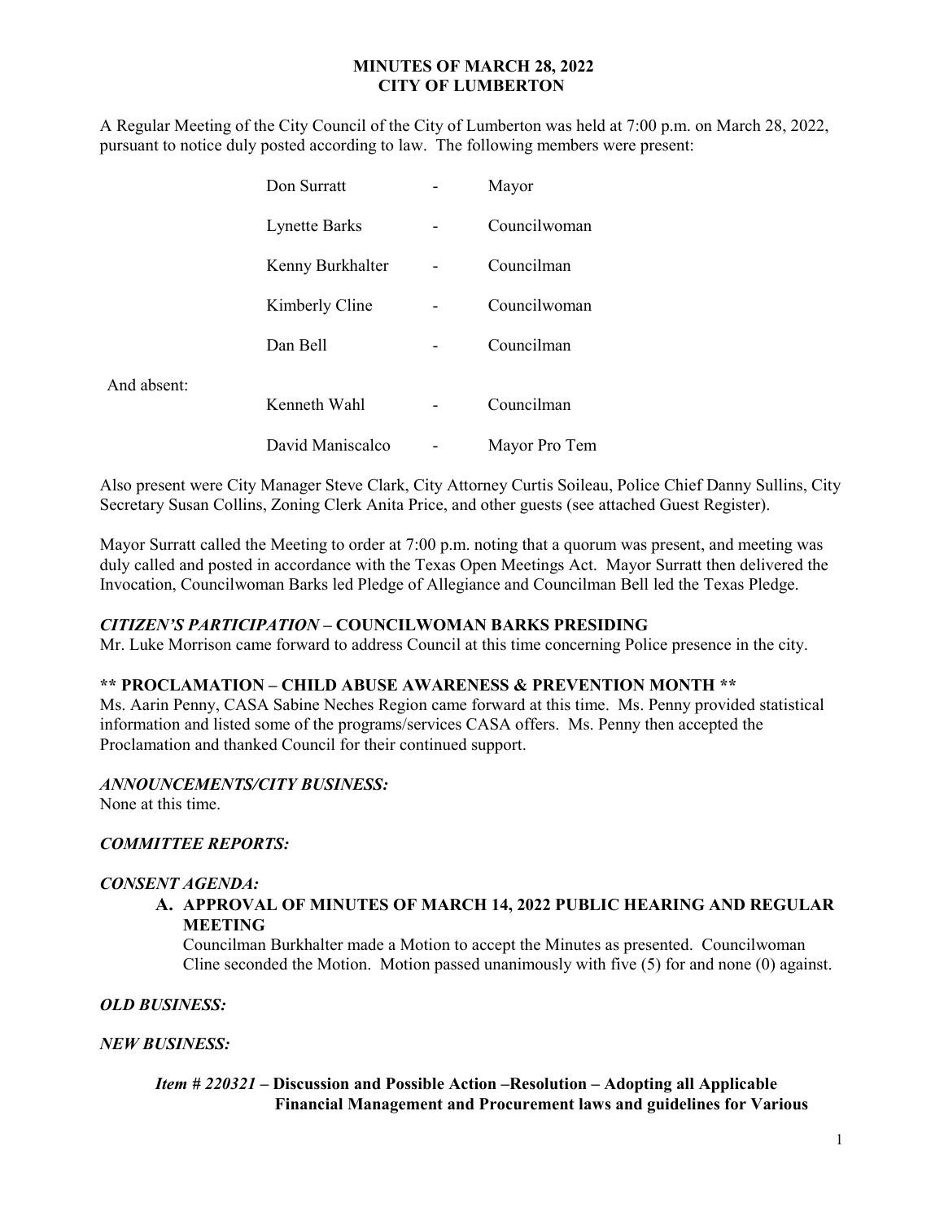**MINUTES OF MARCH 28, 2022**
**CITY OF LUMBERTON**

A Regular Meeting of the City Council of the City of Lumberton was held at 7:00 p.m. on March 28, 2022, pursuant to notice duly posted according to law. The following members were present:

| | | | |
|---|---|---|---|
| | Don Surratt | - | Mayor |
| | Lynette Barks | - | Councilwoman |
| | Kenny Burkhalter | - | Councilman |
| | Kimberly Cline | - | Councilwoman |
| | Dan Bell | - | Councilman |
| And absent: | Kenneth Wahl | - | Councilman |
| | David Maniscalco | - | Mayor Pro Tem |

Also present were City Manager Steve Clark, City Attorney Curtis Soileau, Police Chief Danny Sullins, City Secretary Susan Collins, Zoning Clerk Anita Price, and other guests (see attached Guest Register).

Mayor Surratt called the Meeting to order at 7:00 p.m. noting that a quorum was present, and meeting was duly called and posted in accordance with the Texas Open Meetings Act. Mayor Surratt then delivered the Invocation, Councilwoman Barks led Pledge of Allegiance and Councilman Bell led the Texas Pledge.

***CITIZEN'S PARTICIPATION* – COUNCILWOMAN BARKS PRESIDING**

Mr. Luke Morrison came forward to address Council at this time concerning Police presence in the city.

**\*\* PROCLAMATION – CHILD ABUSE AWARENESS & PREVENTION MONTH \*\***

Ms. Aarin Penny, CASA Sabine Neches Region came forward at this time. Ms. Penny provided statistical information and listed some of the programs/services CASA offers. Ms. Penny then accepted the Proclamation and thanked Council for their continued support.

***ANNOUNCEMENTS/CITY BUSINESS:***

None at this time.

***COMMITTEE REPORTS:***

***CONSENT AGENDA:***

**A. APPROVAL OF MINUTES OF MARCH 14, 2022 PUBLIC HEARING AND REGULAR MEETING**

Councilman Burkhalter made a Motion to accept the Minutes as presented. Councilwoman Cline seconded the Motion. Motion passed unanimously with five (5) for and none (0) against.

***OLD BUSINESS:***

***NEW BUSINESS:***

***Item # 220321* – Discussion and Possible Action –Resolution – Adopting all Applicable Financial Management and Procurement laws and guidelines for Various**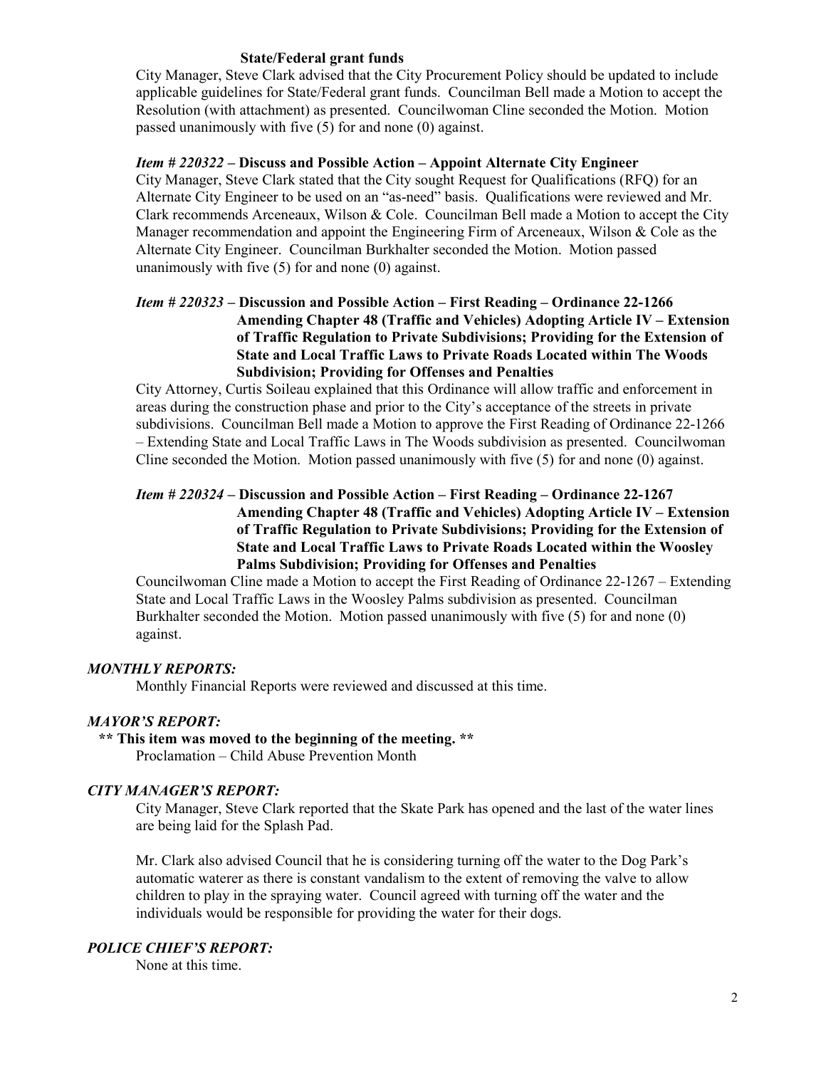**State/Federal grant funds**

City Manager, Steve Clark advised that the City Procurement Policy should be updated to include applicable guidelines for State/Federal grant funds. Councilman Bell made a Motion to accept the Resolution (with attachment) as presented. Councilwoman Cline seconded the Motion. Motion passed unanimously with five (5) for and none (0) against.

***Item # 220322* – Discuss and Possible Action – Appoint Alternate City Engineer**

City Manager, Steve Clark stated that the City sought Request for Qualifications (RFQ) for an Alternate City Engineer to be used on an "as-need" basis. Qualifications were reviewed and Mr. Clark recommends Arceneaux, Wilson & Cole. Councilman Bell made a Motion to accept the City Manager recommendation and appoint the Engineering Firm of Arceneaux, Wilson & Cole as the Alternate City Engineer. Councilman Burkhalter seconded the Motion. Motion passed unanimously with five (5) for and none (0) against.

***Item # 220323* – Discussion and Possible Action – First Reading – Ordinance 22-1266 Amending Chapter 48 (Traffic and Vehicles) Adopting Article IV – Extension of Traffic Regulation to Private Subdivisions; Providing for the Extension of State and Local Traffic Laws to Private Roads Located within The Woods Subdivision; Providing for Offenses and Penalties**

City Attorney, Curtis Soileau explained that this Ordinance will allow traffic and enforcement in areas during the construction phase and prior to the City's acceptance of the streets in private subdivisions. Councilman Bell made a Motion to approve the First Reading of Ordinance 22-1266 – Extending State and Local Traffic Laws in The Woods subdivision as presented. Councilwoman Cline seconded the Motion. Motion passed unanimously with five (5) for and none (0) against.

***Item # 220324* – Discussion and Possible Action – First Reading – Ordinance 22-1267 Amending Chapter 48 (Traffic and Vehicles) Adopting Article IV – Extension of Traffic Regulation to Private Subdivisions; Providing for the Extension of State and Local Traffic Laws to Private Roads Located within the Woosley Palms Subdivision; Providing for Offenses and Penalties**

Councilwoman Cline made a Motion to accept the First Reading of Ordinance 22-1267 – Extending State and Local Traffic Laws in the Woosley Palms subdivision as presented. Councilman Burkhalter seconded the Motion. Motion passed unanimously with five (5) for and none (0) against.

***MONTHLY REPORTS:***

Monthly Financial Reports were reviewed and discussed at this time.

***MAYOR'S REPORT:***

**\*\* This item was moved to the beginning of the meeting. \*\***

Proclamation – Child Abuse Prevention Month

***CITY MANAGER'S REPORT:***

City Manager, Steve Clark reported that the Skate Park has opened and the last of the water lines are being laid for the Splash Pad.

Mr. Clark also advised Council that he is considering turning off the water to the Dog Park's automatic waterer as there is constant vandalism to the extent of removing the valve to allow children to play in the spraying water. Council agreed with turning off the water and the individuals would be responsible for providing the water for their dogs.

***POLICE CHIEF'S REPORT:***

None at this time.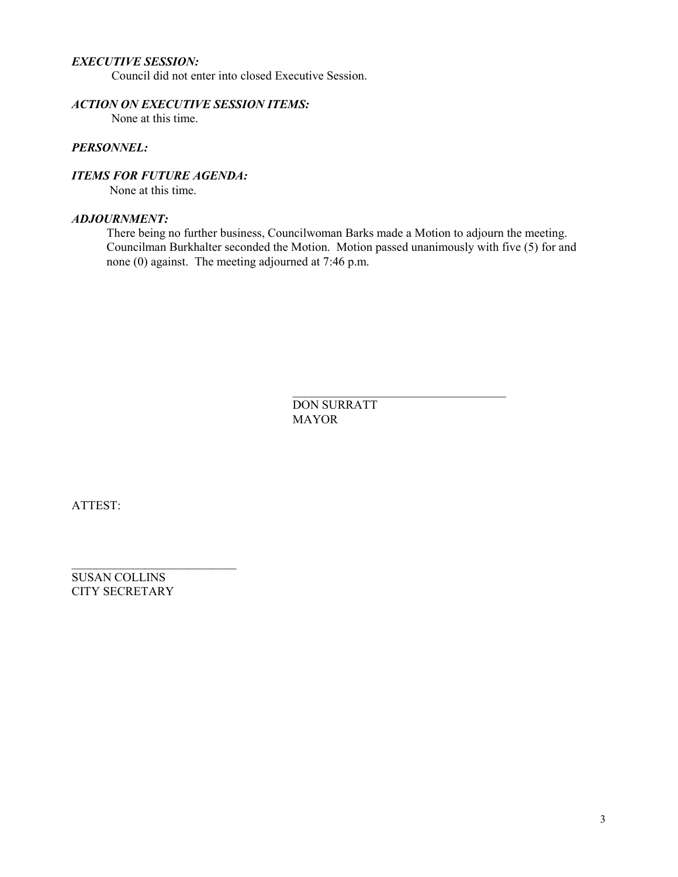***EXECUTIVE SESSION:***

Council did not enter into closed Executive Session.

***ACTION ON EXECUTIVE SESSION ITEMS:***

None at this time.

***PERSONNEL:***

***ITEMS FOR FUTURE AGENDA:***

None at this time.

***ADJOURNMENT:***

There being no further business, Councilwoman Barks made a Motion to adjourn the meeting. Councilman Burkhalter seconded the Motion. Motion passed unanimously with five (5) for and none (0) against. The meeting adjourned at 7:46 p.m.

\_\_\_\_\_\_\_\_\_\_\_\_\_\_\_\_\_\_\_\_\_\_\_\_\_\_\_\_\_\_\_\_\_\_\_\_
DON SURRATT
MAYOR

ATTEST:

\_\_\_\_\_\_\_\_\_\_\_\_\_\_\_\_\_\_\_\_\_\_\_\_\_\_\_\_
SUSAN COLLINS
CITY SECRETARY